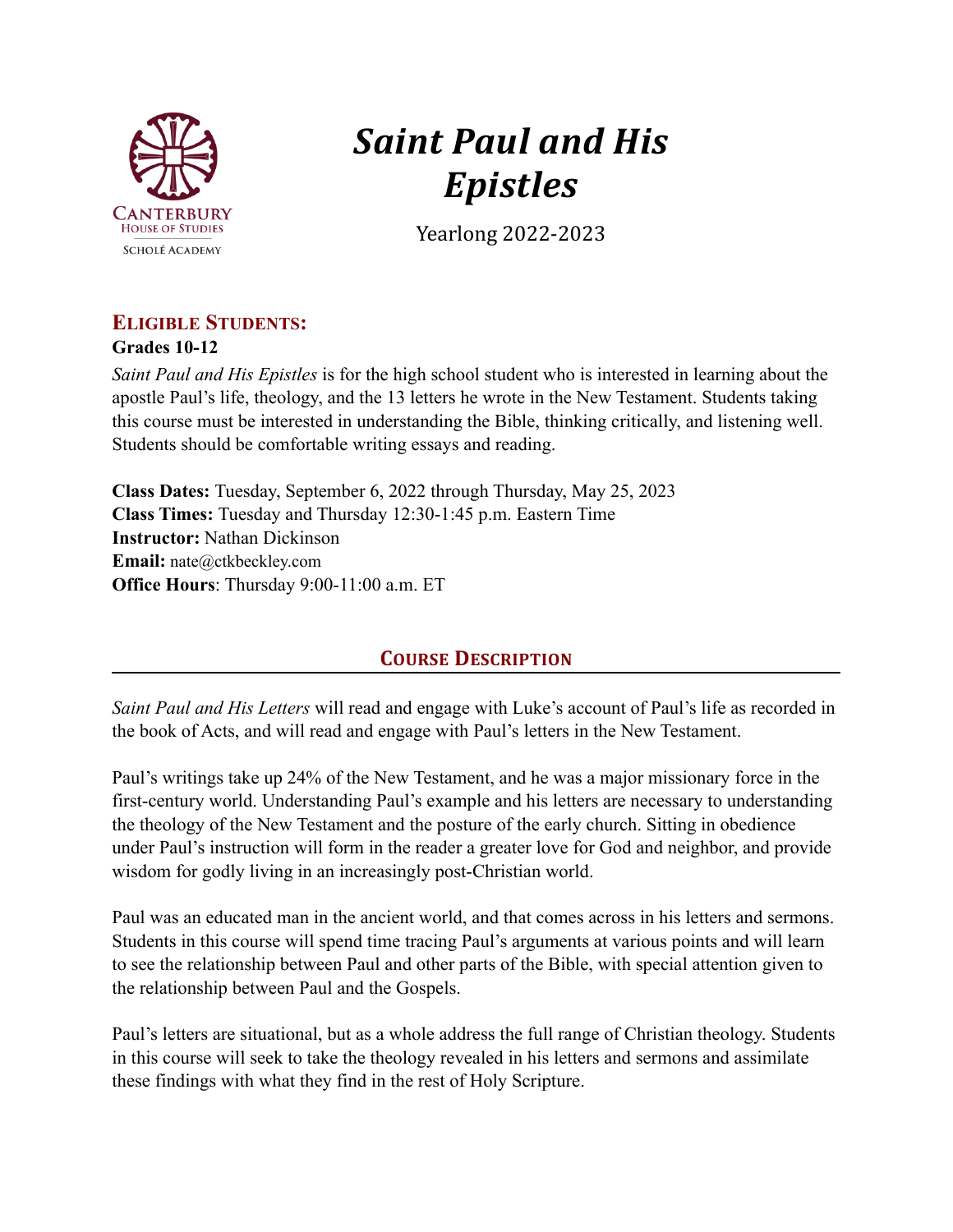Canterbury House of Studies
Scholé Academy

# *Saint Paul and His Epistles*

Yearlong 2022-2023

## Eligible Students:

**Grades 10-12**

*Saint Paul and His Epistles* is for the high school student who is interested in learning about the apostle Paul's life, theology, and the 13 letters he wrote in the New Testament. Students taking this course must be interested in understanding the Bible, thinking critically, and listening well. Students should be comfortable writing essays and reading.

**Class Dates:** Tuesday, September 6, 2022 through Thursday, May 25, 2023
**Class Times:** Tuesday and Thursday 12:30-1:45 p.m. Eastern Time
**Instructor:** Nathan Dickinson
**Email:** nate@ctkbeckley.com
**Office Hours**: Thursday 9:00-11:00 a.m. ET

## Course Description

*Saint Paul and His Letters* will read and engage with Luke's account of Paul's life as recorded in the book of Acts, and will read and engage with Paul's letters in the New Testament.

Paul's writings take up 24% of the New Testament, and he was a major missionary force in the first-century world. Understanding Paul's example and his letters are necessary to understanding the theology of the New Testament and the posture of the early church. Sitting in obedience under Paul's instruction will form in the reader a greater love for God and neighbor, and provide wisdom for godly living in an increasingly post-Christian world.

Paul was an educated man in the ancient world, and that comes across in his letters and sermons. Students in this course will spend time tracing Paul's arguments at various points and will learn to see the relationship between Paul and other parts of the Bible, with special attention given to the relationship between Paul and the Gospels.

Paul's letters are situational, but as a whole address the full range of Christian theology. Students in this course will seek to take the theology revealed in his letters and sermons and assimilate these findings with what they find in the rest of Holy Scripture.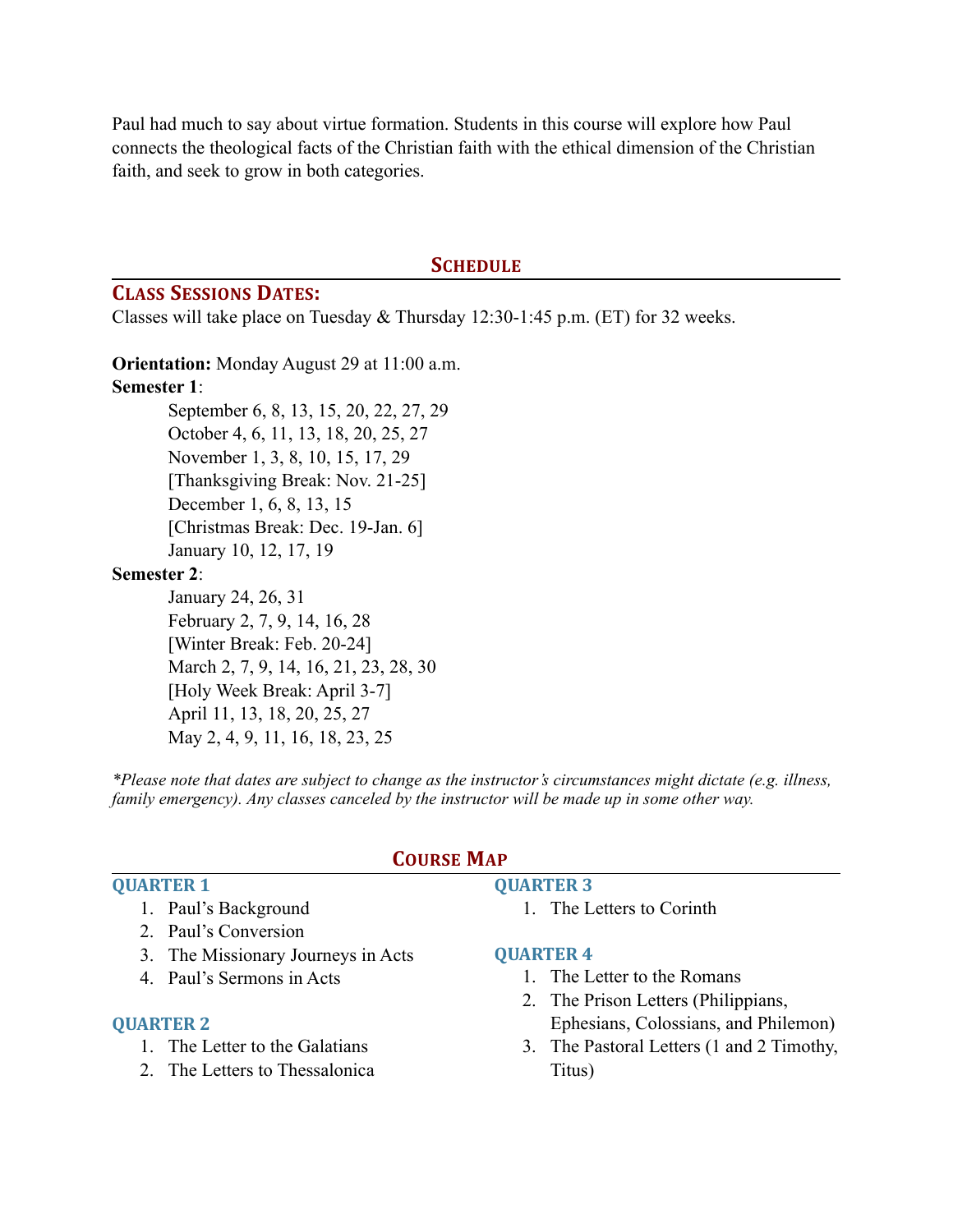Paul had much to say about virtue formation. Students in this course will explore how Paul connects the theological facts of the Christian faith with the ethical dimension of the Christian faith, and seek to grow in both categories.

## Schedule

### Class Sessions Dates:

Classes will take place on Tuesday & Thursday 12:30-1:45 p.m. (ET) for 32 weeks.

**Orientation:** Monday August 29 at 11:00 a.m.

**Semester 1**:

September 6, 8, 13, 15, 20, 22, 27, 29
October 4, 6, 11, 13, 18, 20, 25, 27
November 1, 3, 8, 10, 15, 17, 29
[Thanksgiving Break: Nov. 21-25]
December 1, 6, 8, 13, 15
[Christmas Break: Dec. 19-Jan. 6]
January 10, 12, 17, 19

**Semester 2**:

January 24, 26, 31
February 2, 7, 9, 14, 16, 28
[Winter Break: Feb. 20-24]
March 2, 7, 9, 14, 16, 21, 23, 28, 30
[Holy Week Break: April 3-7]
April 11, 13, 18, 20, 25, 27
May 2, 4, 9, 11, 16, 18, 23, 25

*\*Please note that dates are subject to change as the instructor's circumstances might dictate (e.g. illness, family emergency). Any classes canceled by the instructor will be made up in some other way.*

## Course Map

### Quarter 1

1. Paul's Background
2. Paul's Conversion
3. The Missionary Journeys in Acts
4. Paul's Sermons in Acts

### Quarter 2

1. The Letter to the Galatians
2. The Letters to Thessalonica

### Quarter 3

1. The Letters to Corinth

### Quarter 4

1. The Letter to the Romans
2. The Prison Letters (Philippians, Ephesians, Colossians, and Philemon)
3. The Pastoral Letters (1 and 2 Timothy, Titus)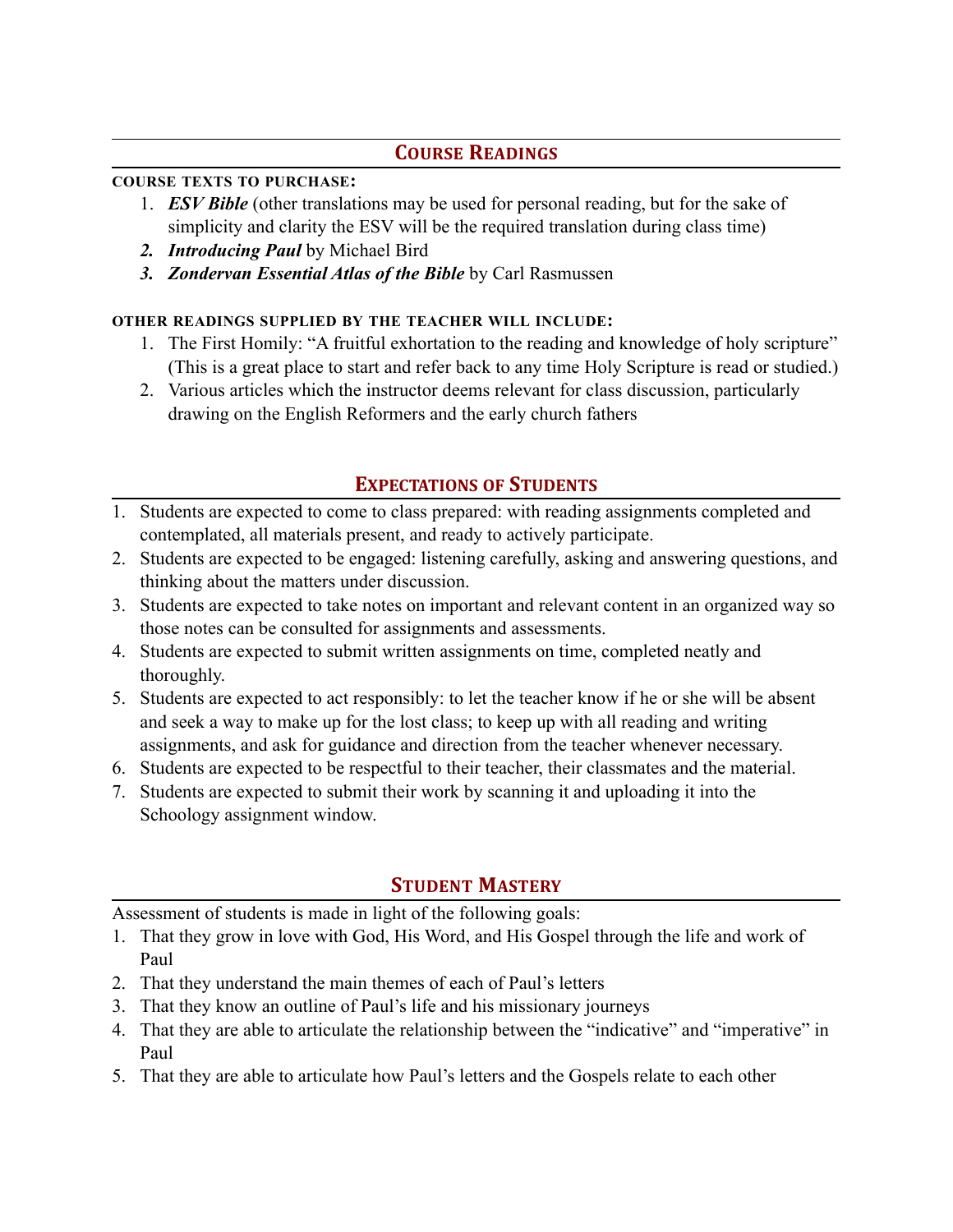## Course Readings

**COURSE TEXTS TO PURCHASE:**

1. ***ESV Bible*** (other translations may be used for personal reading, but for the sake of simplicity and clarity the ESV will be the required translation during class time)
2. ***Introducing Paul*** by Michael Bird
3. ***Zondervan Essential Atlas of the Bible*** by Carl Rasmussen

**OTHER READINGS SUPPLIED BY THE TEACHER WILL INCLUDE:**

1. The First Homily: "A fruitful exhortation to the reading and knowledge of holy scripture" (This is a great place to start and refer back to any time Holy Scripture is read or studied.)
2. Various articles which the instructor deems relevant for class discussion, particularly drawing on the English Reformers and the early church fathers

## Expectations of Students

1. Students are expected to come to class prepared: with reading assignments completed and contemplated, all materials present, and ready to actively participate.
2. Students are expected to be engaged: listening carefully, asking and answering questions, and thinking about the matters under discussion.
3. Students are expected to take notes on important and relevant content in an organized way so those notes can be consulted for assignments and assessments.
4. Students are expected to submit written assignments on time, completed neatly and thoroughly.
5. Students are expected to act responsibly: to let the teacher know if he or she will be absent and seek a way to make up for the lost class; to keep up with all reading and writing assignments, and ask for guidance and direction from the teacher whenever necessary.
6. Students are expected to be respectful to their teacher, their classmates and the material.
7. Students are expected to submit their work by scanning it and uploading it into the Schoology assignment window.

## Student Mastery

Assessment of students is made in light of the following goals:

1. That they grow in love with God, His Word, and His Gospel through the life and work of Paul
2. That they understand the main themes of each of Paul's letters
3. That they know an outline of Paul's life and his missionary journeys
4. That they are able to articulate the relationship between the "indicative" and "imperative" in Paul
5. That they are able to articulate how Paul's letters and the Gospels relate to each other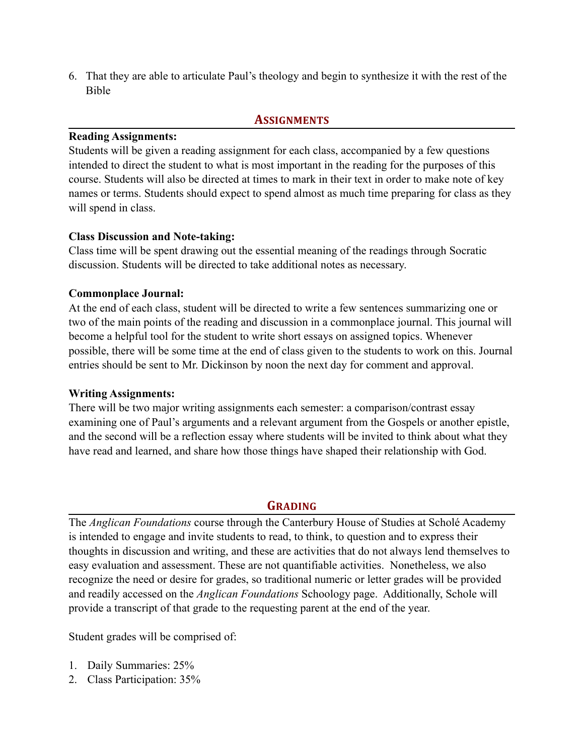6. That they are able to articulate Paul's theology and begin to synthesize it with the rest of the Bible

## Assignments

**Reading Assignments:**
Students will be given a reading assignment for each class, accompanied by a few questions intended to direct the student to what is most important in the reading for the purposes of this course. Students will also be directed at times to mark in their text in order to make note of key names or terms. Students should expect to spend almost as much time preparing for class as they will spend in class.

**Class Discussion and Note-taking:**
Class time will be spent drawing out the essential meaning of the readings through Socratic discussion. Students will be directed to take additional notes as necessary.

**Commonplace Journal:**
At the end of each class, student will be directed to write a few sentences summarizing one or two of the main points of the reading and discussion in a commonplace journal. This journal will become a helpful tool for the student to write short essays on assigned topics. Whenever possible, there will be some time at the end of class given to the students to work on this. Journal entries should be sent to Mr. Dickinson by noon the next day for comment and approval.

**Writing Assignments:**
There will be two major writing assignments each semester: a comparison/contrast essay examining one of Paul's arguments and a relevant argument from the Gospels or another epistle, and the second will be a reflection essay where students will be invited to think about what they have read and learned, and share how those things have shaped their relationship with God.

## Grading

The *Anglican Foundations* course through the Canterbury House of Studies at Scholé Academy is intended to engage and invite students to read, to think, to question and to express their thoughts in discussion and writing, and these are activities that do not always lend themselves to easy evaluation and assessment. These are not quantifiable activities. Nonetheless, we also recognize the need or desire for grades, so traditional numeric or letter grades will be provided and readily accessed on the *Anglican Foundations* Schoology page. Additionally, Schole will provide a transcript of that grade to the requesting parent at the end of the year.

Student grades will be comprised of:

1. Daily Summaries: 25%
2. Class Participation: 35%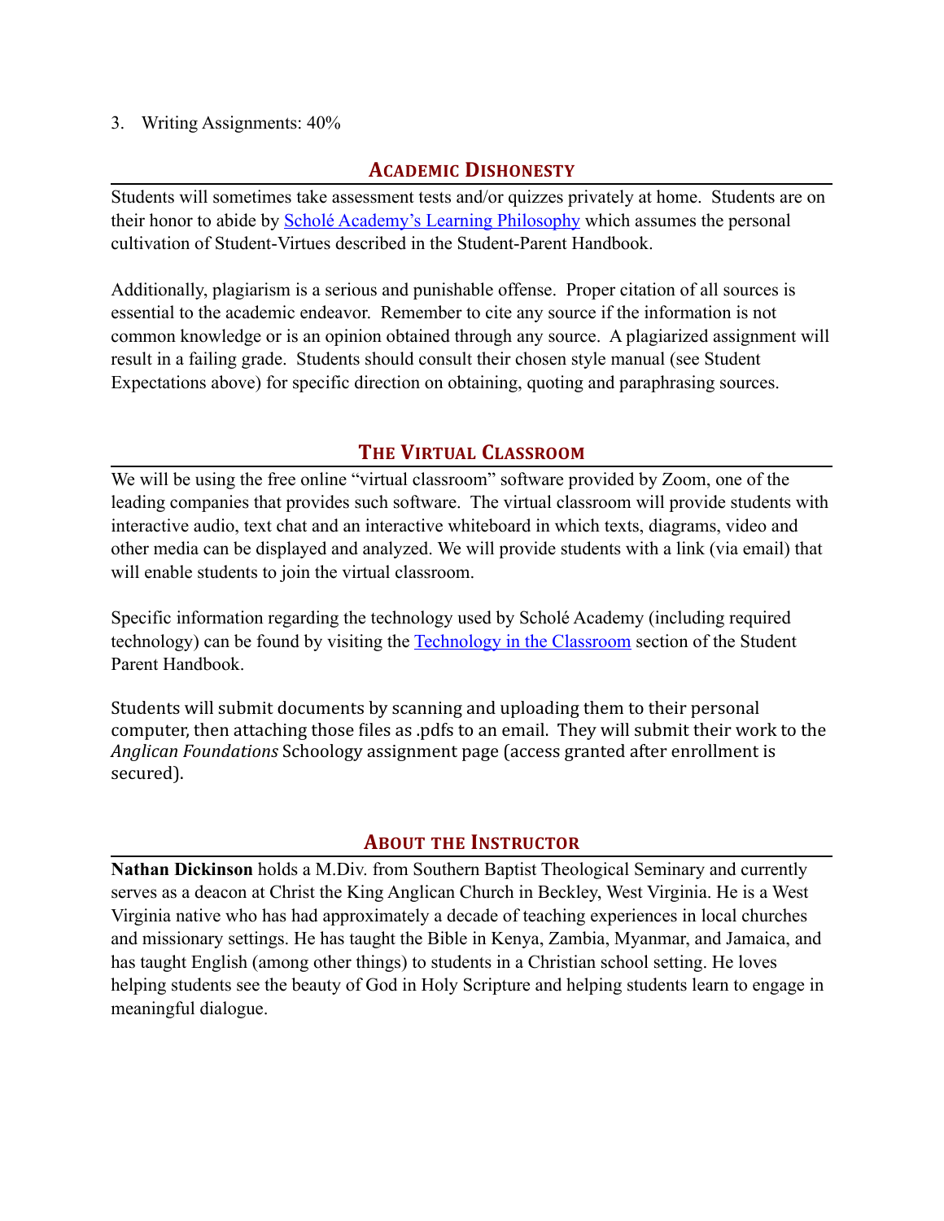3. Writing Assignments: 40%

## Academic Dishonesty

Students will sometimes take assessment tests and/or quizzes privately at home. Students are on their honor to abide by Scholé Academy's Learning Philosophy which assumes the personal cultivation of Student-Virtues described in the Student-Parent Handbook.

Additionally, plagiarism is a serious and punishable offense. Proper citation of all sources is essential to the academic endeavor. Remember to cite any source if the information is not common knowledge or is an opinion obtained through any source. A plagiarized assignment will result in a failing grade. Students should consult their chosen style manual (see Student Expectations above) for specific direction on obtaining, quoting and paraphrasing sources.

## The Virtual Classroom

We will be using the free online "virtual classroom" software provided by Zoom, one of the leading companies that provides such software. The virtual classroom will provide students with interactive audio, text chat and an interactive whiteboard in which texts, diagrams, video and other media can be displayed and analyzed. We will provide students with a link (via email) that will enable students to join the virtual classroom.

Specific information regarding the technology used by Scholé Academy (including required technology) can be found by visiting the Technology in the Classroom section of the Student Parent Handbook.

Students will submit documents by scanning and uploading them to their personal computer, then attaching those files as .pdfs to an email. They will submit their work to the *Anglican Foundations* Schoology assignment page (access granted after enrollment is secured).

## About the Instructor

**Nathan Dickinson** holds a M.Div. from Southern Baptist Theological Seminary and currently serves as a deacon at Christ the King Anglican Church in Beckley, West Virginia. He is a West Virginia native who has had approximately a decade of teaching experiences in local churches and missionary settings. He has taught the Bible in Kenya, Zambia, Myanmar, and Jamaica, and has taught English (among other things) to students in a Christian school setting. He loves helping students see the beauty of God in Holy Scripture and helping students learn to engage in meaningful dialogue.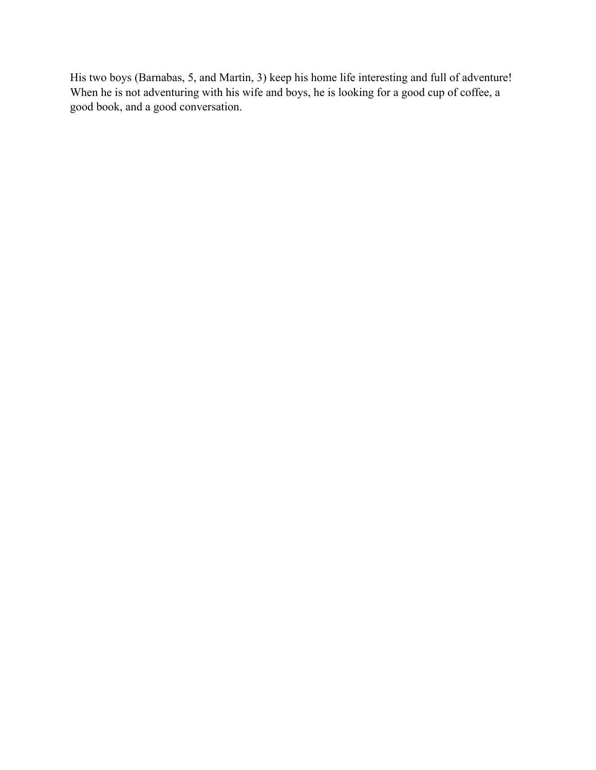His two boys (Barnabas, 5, and Martin, 3) keep his home life interesting and full of adventure! When he is not adventuring with his wife and boys, he is looking for a good cup of coffee, a good book, and a good conversation.